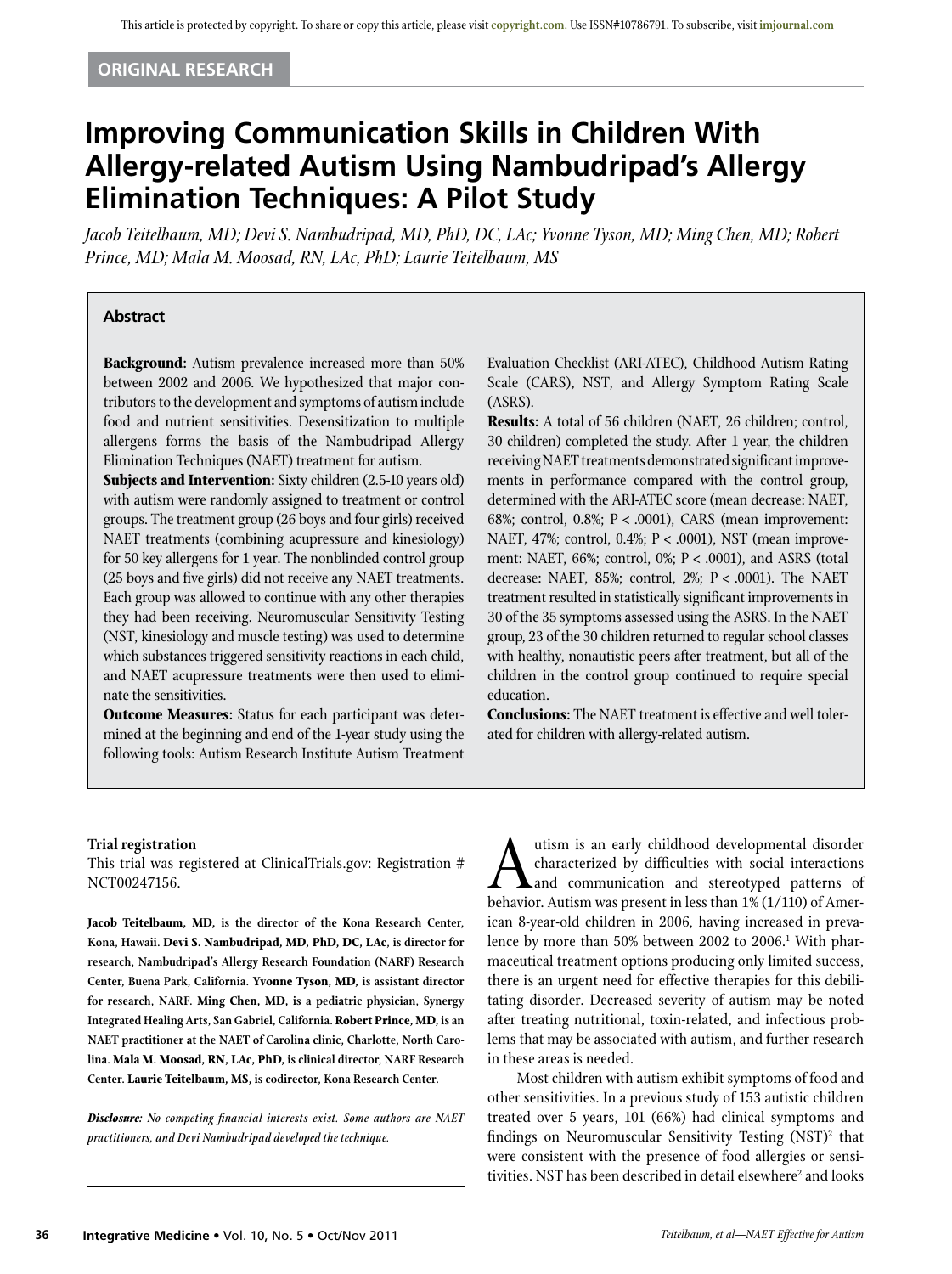ORIGINAL RESEARCH

# Improving Communication Skills in Children With Allergy-related Autism Using Nambudripad's Allergy Elimination Techniques: A Pilot Study

*Jacob Teitelbaum, MD; Devi S. Nambudripad, MD, PhD, DC, LAc; Yvonne Tyson, MD; Ming Chen, MD; Robert Prince, MD; Mala M. Moosad, RN, LAc, PhD; Laurie Teitelbaum, MS*

## Abstract

**Background:** Autism prevalence increased more than 50% between 2002 and 2006. We hypothesized that major contributors to the development and symptoms of autism include food and nutrient sensitivities. Desensitization to multiple allergens forms the basis of the Nambudripad Allergy Elimination Techniques (NAET) treatment for autism.

**Subjects and Intervention:** Sixty children (2.5-10 years old) with autism were randomly assigned to treatment or control groups. The treatment group (26 boys and four girls) received NAET treatments (combining acupressure and kinesiology) for 50 key allergens for 1 year. The nonblinded control group (25 boys and five girls) did not receive any NAET treatments. Each group was allowed to continue with any other therapies they had been receiving. Neuromuscular Sensitivity Testing (NST, kinesiology and muscle testing) was used to determine which substances triggered sensitivity reactions in each child, and NAET acupressure treatments were then used to eliminate the sensitivities.

**Outcome Measures:** Status for each participant was determined at the beginning and end of the 1-year study using the following tools: Autism Research Institute Autism Treatment Evaluation Checklist (ARI-ATEC), Childhood Autism Rating Scale (CARS), NST, and Allergy Symptom Rating Scale (ASRS).

**Results:** A total of 56 children (NAET, 26 children; control, 30 children) completed the study. After 1 year, the children receiving NAET treatments demonstrated significant improvements in performance compared with the control group, determined with the ARI-ATEC score (mean decrease: NAET, 68%; control, 0.8%; $P < .0001$), CARS (mean improvement: NAET, 47%; control, 0.4%; $P < .0001$), NST (mean improvement: NAET, 66%; control, 0%; $P < .0001$), and ASRS (total decrease: NAET, 85%; control, 2%; $P < .0001$). The NAET treatment resulted in statistically significant improvements in 30 of the 35 symptoms assessed using the ASRS. In the NAET group, 23 of the 30 children returned to regular school classes with healthy, nonautistic peers after treatment, but all of the children in the control group continued to require special education.

**Conclusions:** The NAET treatment is effective and well tolerated for children with allergy-related autism.

**Trial registration**

This trial was registered at ClinicalTrials.gov: Registration # NCT00247156.

**Jacob Teitelbaum, MD, is the director of the Kona Research Center, Kona, Hawaii. Devi S. Nambudripad, MD, PhD, DC, LAc, is director for research, Nambudripad's Allergy Research Foundation (NARF) Research Center, Buena Park, California. Yvonne Tyson, MD, is assistant director for research, NARF. Ming Chen, MD, is a pediatric physician, Synergy Integrated Healing Arts, San Gabriel, California. Robert Prince, MD, is an NAET practitioner at the NAET of Carolina clinic, Charlotte, North Carolina. Mala M. Moosad, RN, LAc, PhD, is clinical director, NARF Research Center. Laurie Teitelbaum, MS, is codirector, Kona Research Center.**

***Disclosure:** No competing financial interests exist. Some authors are NAET practitioners, and Devi Nambudripad developed the technique.*

Autism is an early childhood developmental disorder characterized by difficulties with social interactions and communication and stereotyped patterns of behavior. Autism was present in less than 1% (1/110) of American 8-year-old children in 2006, having increased in prevalence by more than 50% between 2002 to 2006.[1] With pharmaceutical treatment options producing only limited success, there is an urgent need for effective therapies for this debilitating disorder. Decreased severity of autism may be noted after treating nutritional, toxin-related, and infectious problems that may be associated with autism, and further research in these areas is needed.

Most children with autism exhibit symptoms of food and other sensitivities. In a previous study of 153 autistic children treated over 5 years, 101 (66%) had clinical symptoms and findings on Neuromuscular Sensitivity Testing (NST)[2] that were consistent with the presence of food allergies or sensitivities. NST has been described in detail elsewhere[2] and looks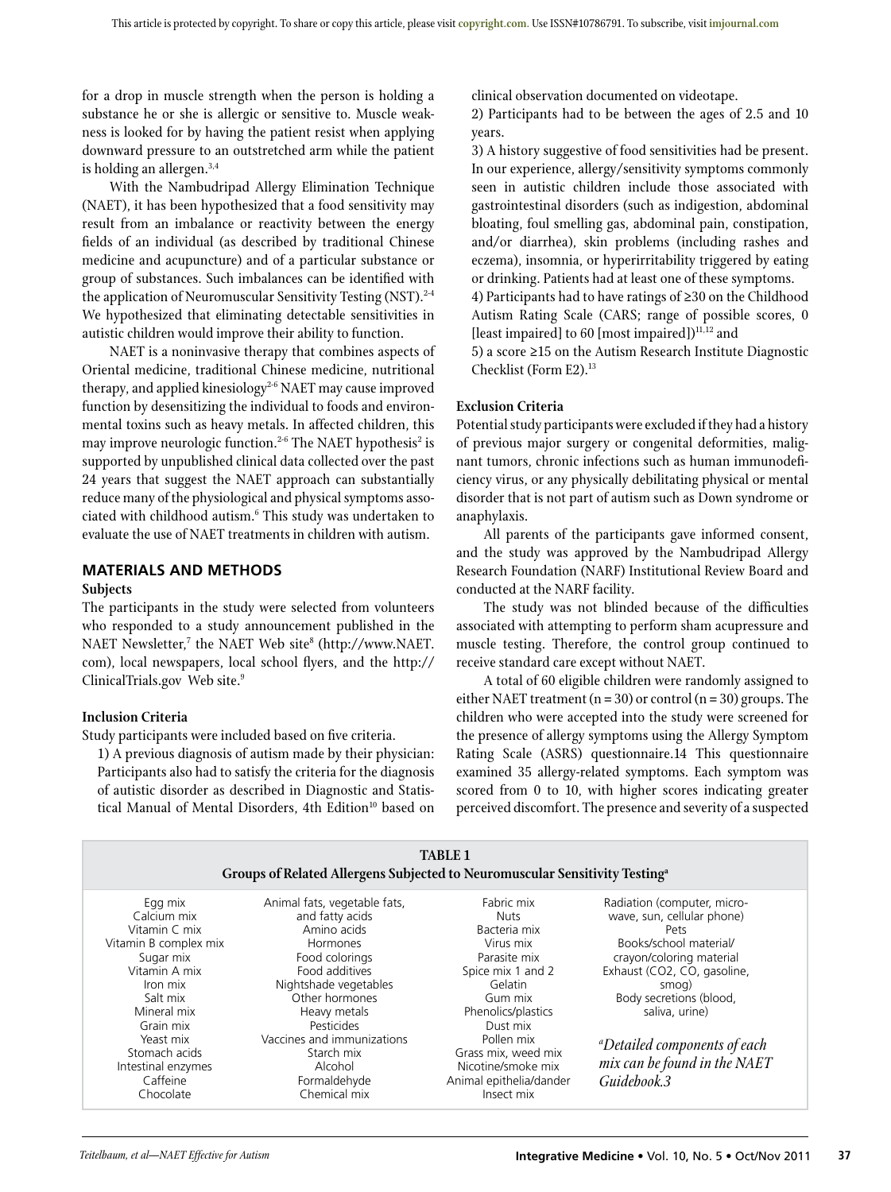for a drop in muscle strength when the person is holding a substance he or she is allergic or sensitive to. Muscle weakness is looked for by having the patient resist when applying downward pressure to an outstretched arm while the patient is holding an allergen.[3,4]

With the Nambudripad Allergy Elimination Technique (NAET), it has been hypothesized that a food sensitivity may result from an imbalance or reactivity between the energy fields of an individual (as described by traditional Chinese medicine and acupuncture) and of a particular substance or group of substances. Such imbalances can be identified with the application of Neuromuscular Sensitivity Testing (NST).[2-4] We hypothesized that eliminating detectable sensitivities in autistic children would improve their ability to function.

NAET is a noninvasive therapy that combines aspects of Oriental medicine, traditional Chinese medicine, nutritional therapy, and applied kinesiology[2-6] NAET may cause improved function by desensitizing the individual to foods and environmental toxins such as heavy metals. In affected children, this may improve neurologic function.[2-6] The NAET hypothesis[2] is supported by unpublished clinical data collected over the past 24 years that suggest the NAET approach can substantially reduce many of the physiological and physical symptoms associated with childhood autism.[6] This study was undertaken to evaluate the use of NAET treatments in children with autism.

## MATERIALS AND METHODS

### Subjects

The participants in the study were selected from volunteers who responded to a study announcement published in the NAET Newsletter,[7] the NAET Web site[8] (http://www.NAET.com), local newspapers, local school flyers, and the http://ClinicalTrials.gov Web site.[9]

### Inclusion Criteria

Study participants were included based on five criteria.

1) A previous diagnosis of autism made by their physician: Participants also had to satisfy the criteria for the diagnosis of autistic disorder as described in Diagnostic and Statistical Manual of Mental Disorders, 4th Edition[10] based on clinical observation documented on videotape.

2) Participants had to be between the ages of 2.5 and 10 years.

3) A history suggestive of food sensitivities had be present. In our experience, allergy/sensitivity symptoms commonly seen in autistic children include those associated with gastrointestinal disorders (such as indigestion, abdominal bloating, foul smelling gas, abdominal pain, constipation, and/or diarrhea), skin problems (including rashes and eczema), insomnia, or hyperirritability triggered by eating or drinking. Patients had at least one of these symptoms.

4) Participants had to have ratings of ≥30 on the Childhood Autism Rating Scale (CARS; range of possible scores, 0 [least impaired] to 60 [most impaired])[11,12] and

5) a score ≥15 on the Autism Research Institute Diagnostic Checklist (Form E2).[13]

### Exclusion Criteria

Potential study participants were excluded if they had a history of previous major surgery or congenital deformities, malignant tumors, chronic infections such as human immunodeficiency virus, or any physically debilitating physical or mental disorder that is not part of autism such as Down syndrome or anaphylaxis.

All parents of the participants gave informed consent, and the study was approved by the Nambudripad Allergy Research Foundation (NARF) Institutional Review Board and conducted at the NARF facility.

The study was not blinded because of the difficulties associated with attempting to perform sham acupressure and muscle testing. Therefore, the control group continued to receive standard care except without NAET.

A total of 60 eligible children were randomly assigned to either NAET treatment (n = 30) or control (n = 30) groups. The children who were accepted into the study were screened for the presence of allergy symptoms using the Allergy Symptom Rating Scale (ASRS) questionnaire.14 This questionnaire examined 35 allergy-related symptoms. Each symptom was scored from 0 to 10, with higher scores indicating greater perceived discomfort. The presence and severity of a suspected

**TABLE 1**
**Groups of Related Allergens Subjected to Neuromuscular Sensitivity Testing[a]**

| | | | |
|---|---|---|---|
| Egg mix | Animal fats, vegetable fats, and fatty acids | Fabric mix | Radiation (computer, microwave, sun, cellular phone) |
| Calcium mix | Amino acids | Nuts | Pets |
| Vitamin C mix | Hormones | Bacteria mix | Books/school material/crayon/coloring material |
| Vitamin B complex mix | Food colorings | Virus mix | Exhaust (CO2, CO, gasoline, smog) |
| Sugar mix | Food additives | Parasite mix | Body secretions (blood, saliva, urine) |
| Vitamin A mix | Nightshade vegetables | Spice mix 1 and 2 | |
| Iron mix | Other hormones | Gelatin | |
| Salt mix | Heavy metals | Gum mix | |
| Mineral mix | Pesticides | Phenolics/plastics | |
| Grain mix | Vaccines and immunizations | Dust mix | |
| Yeast mix | Starch mix | Pollen mix | |
| Stomach acids | Alcohol | Grass mix, weed mix | |
| Intestinal enzymes | Formaldehyde | Nicotine/smoke mix | |
| Caffeine | Chemical mix | Animal epithelia/dander | |
| Chocolate | | Insect mix | |

[a]*Detailed components of each mix can be found in the NAET Guidebook.3*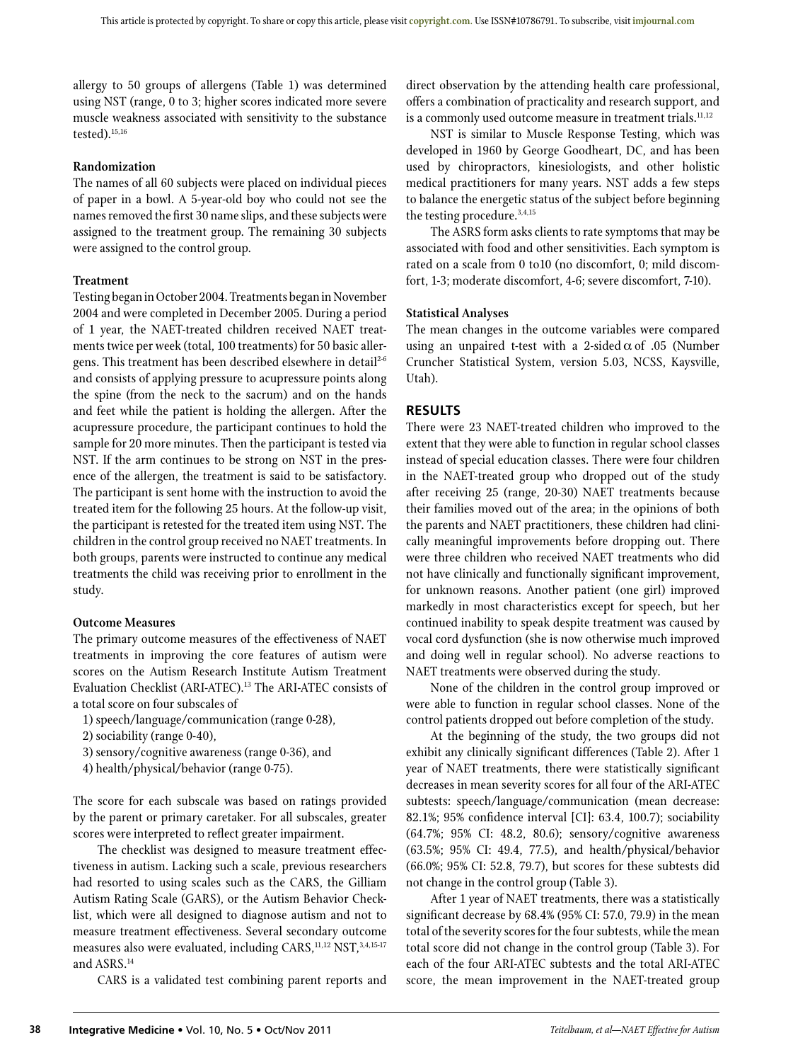allergy to 50 groups of allergens (Table 1) was determined using NST (range, 0 to 3; higher scores indicated more severe muscle weakness associated with sensitivity to the substance tested).[15,16]

### Randomization

The names of all 60 subjects were placed on individual pieces of paper in a bowl. A 5-year-old boy who could not see the names removed the first 30 name slips, and these subjects were assigned to the treatment group. The remaining 30 subjects were assigned to the control group.

### Treatment

Testing began in October 2004. Treatments began in November 2004 and were completed in December 2005. During a period of 1 year, the NAET-treated children received NAET treatments twice per week (total, 100 treatments) for 50 basic allergens. This treatment has been described elsewhere in detail[2-6] and consists of applying pressure to acupressure points along the spine (from the neck to the sacrum) and on the hands and feet while the patient is holding the allergen. After the acupressure procedure, the participant continues to hold the sample for 20 more minutes. Then the participant is tested via NST. If the arm continues to be strong on NST in the presence of the allergen, the treatment is said to be satisfactory. The participant is sent home with the instruction to avoid the treated item for the following 25 hours. At the follow-up visit, the participant is retested for the treated item using NST. The children in the control group received no NAET treatments. In both groups, parents were instructed to continue any medical treatments the child was receiving prior to enrollment in the study.

### Outcome Measures

The primary outcome measures of the effectiveness of NAET treatments in improving the core features of autism were scores on the Autism Research Institute Autism Treatment Evaluation Checklist (ARI-ATEC).[13] The ARI-ATEC consists of a total score on four subscales of

1) speech/language/communication (range 0-28),
2) sociability (range 0-40),
3) sensory/cognitive awareness (range 0-36), and
4) health/physical/behavior (range 0-75).

The score for each subscale was based on ratings provided by the parent or primary caretaker. For all subscales, greater scores were interpreted to reflect greater impairment.

The checklist was designed to measure treatment effectiveness in autism. Lacking such a scale, previous researchers had resorted to using scales such as the CARS, the Gilliam Autism Rating Scale (GARS), or the Autism Behavior Checklist, which were all designed to diagnose autism and not to measure treatment effectiveness. Several secondary outcome measures also were evaluated, including CARS,[11,12] NST,[3,4,15-17] and ASRS.[14]

CARS is a validated test combining parent reports and direct observation by the attending health care professional, offers a combination of practicality and research support, and is a commonly used outcome measure in treatment trials.[11,12]

NST is similar to Muscle Response Testing, which was developed in 1960 by George Goodheart, DC, and has been used by chiropractors, kinesiologists, and other holistic medical practitioners for many years. NST adds a few steps to balance the energetic status of the subject before beginning the testing procedure.[3,4,15]

The ASRS form asks clients to rate symptoms that may be associated with food and other sensitivities. Each symptom is rated on a scale from 0 to10 (no discomfort, 0; mild discomfort, 1-3; moderate discomfort, 4-6; severe discomfort, 7-10).

### Statistical Analyses

The mean changes in the outcome variables were compared using an unpaired t-test with a 2-sided $\alpha$ of .05 (Number Cruncher Statistical System, version 5.03, NCSS, Kaysville, Utah).

## RESULTS

There were 23 NAET-treated children who improved to the extent that they were able to function in regular school classes instead of special education classes. There were four children in the NAET-treated group who dropped out of the study after receiving 25 (range, 20-30) NAET treatments because their families moved out of the area; in the opinions of both the parents and NAET practitioners, these children had clinically meaningful improvements before dropping out. There were three children who received NAET treatments who did not have clinically and functionally significant improvement, for unknown reasons. Another patient (one girl) improved markedly in most characteristics except for speech, but her continued inability to speak despite treatment was caused by vocal cord dysfunction (she is now otherwise much improved and doing well in regular school). No adverse reactions to NAET treatments were observed during the study.

None of the children in the control group improved or were able to function in regular school classes. None of the control patients dropped out before completion of the study.

At the beginning of the study, the two groups did not exhibit any clinically significant differences (Table 2). After 1 year of NAET treatments, there were statistically significant decreases in mean severity scores for all four of the ARI-ATEC subtests: speech/language/communication (mean decrease: 82.1%; 95% confidence interval [CI]: 63.4, 100.7); sociability (64.7%; 95% CI: 48.2, 80.6); sensory/cognitive awareness (63.5%; 95% CI: 49.4, 77.5), and health/physical/behavior (66.0%; 95% CI: 52.8, 79.7), but scores for these subtests did not change in the control group (Table 3).

After 1 year of NAET treatments, there was a statistically significant decrease by 68.4% (95% CI: 57.0, 79.9) in the mean total of the severity scores for the four subtests, while the mean total score did not change in the control group (Table 3). For each of the four ARI-ATEC subtests and the total ARI-ATEC score, the mean improvement in the NAET-treated group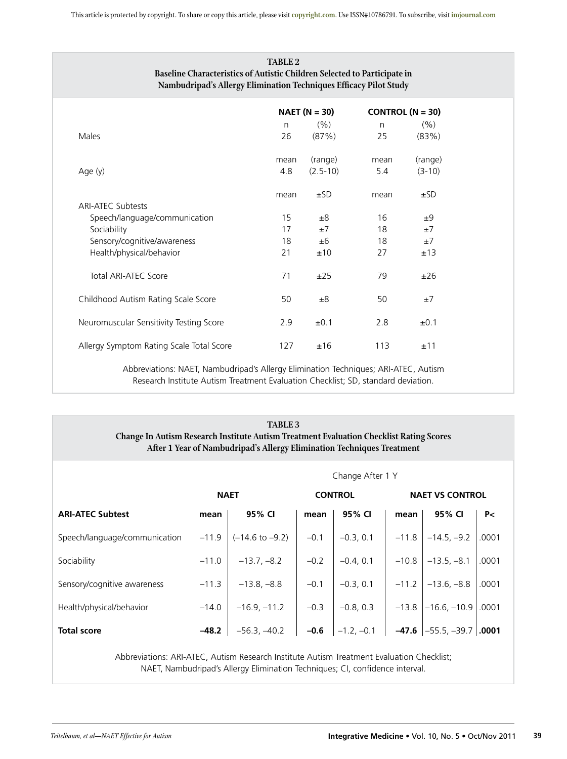**TABLE 2**
**Baseline Characteristics of Autistic Children Selected to Participate in Nambudripad's Allergy Elimination Techniques Efficacy Pilot Study**

| | NAET (N = 30) | | CONTROL (N = 30) | |
|---|---|---|---|---|
| | n | (%) | n | (%) |
| Males | 26 | (87%) | 25 | (83%) |
| | mean | (range) | mean | (range) |
| Age (y) | 4.8 | (2.5-10) | 5.4 | (3-10) |
| | mean | ±SD | mean | ±SD |
| ARI-ATEC Subtests | | | | |
| Speech/language/communication | 15 | ±8 | 16 | ±9 |
| Sociability | 17 | ±7 | 18 | ±7 |
| Sensory/cognitive/awareness | 18 | ±6 | 18 | ±7 |
| Health/physical/behavior | 21 | ±10 | 27 | ±13 |
| Total ARI-ATEC Score | 71 | ±25 | 79 | ±26 |
| Childhood Autism Rating Scale Score | 50 | ±8 | 50 | ±7 |
| Neuromuscular Sensitivity Testing Score | 2.9 | ±0.1 | 2.8 | ±0.1 |
| Allergy Symptom Rating Scale Total Score | 127 | ±16 | 113 | ±11 |

Abbreviations: NAET, Nambudripad's Allergy Elimination Techniques; ARI-ATEC, Autism Research Institute Autism Treatment Evaluation Checklist; SD, standard deviation.

**TABLE 3**
**Change In Autism Research Institute Autism Treatment Evaluation Checklist Rating Scores After 1 Year of Nambudripad's Allergy Elimination Techniques Treatment**

| | Change After 1 Y | | | | | | |
|---|---|---|---|---|---|---|---|
| | NAET | | CONTROL | | NAET VS CONTROL | | |
| **ARI-ATEC Subtest** | **mean** | **95% CI** | **mean** | **95% CI** | **mean** | **95% CI** | **P<** |
| Speech/language/communication | –11.9 | (–14.6 to –9.2) | –0.1 | –0.3, 0.1 | –11.8 | –14.5, –9.2 | .0001 |
| Sociability | –11.0 | –13.7, –8.2 | –0.2 | –0.4, 0.1 | –10.8 | –13.5, –8.1 | .0001 |
| Sensory/cognitive awareness | –11.3 | –13.8, –8.8 | –0.1 | –0.3, 0.1 | –11.2 | –13.6, –8.8 | .0001 |
| Health/physical/behavior | –14.0 | –16.9, –11.2 | –0.3 | –0.8, 0.3 | –13.8 | –16.6, –10.9 | .0001 |
| **Total score** | **–48.2** | –56.3, –40.2 | **–0.6** | –1.2, –0.1 | **–47.6** | –55.5, –39.7 | **.0001** |

Abbreviations: ARI-ATEC, Autism Research Institute Autism Treatment Evaluation Checklist; NAET, Nambudripad's Allergy Elimination Techniques; CI, confidence interval.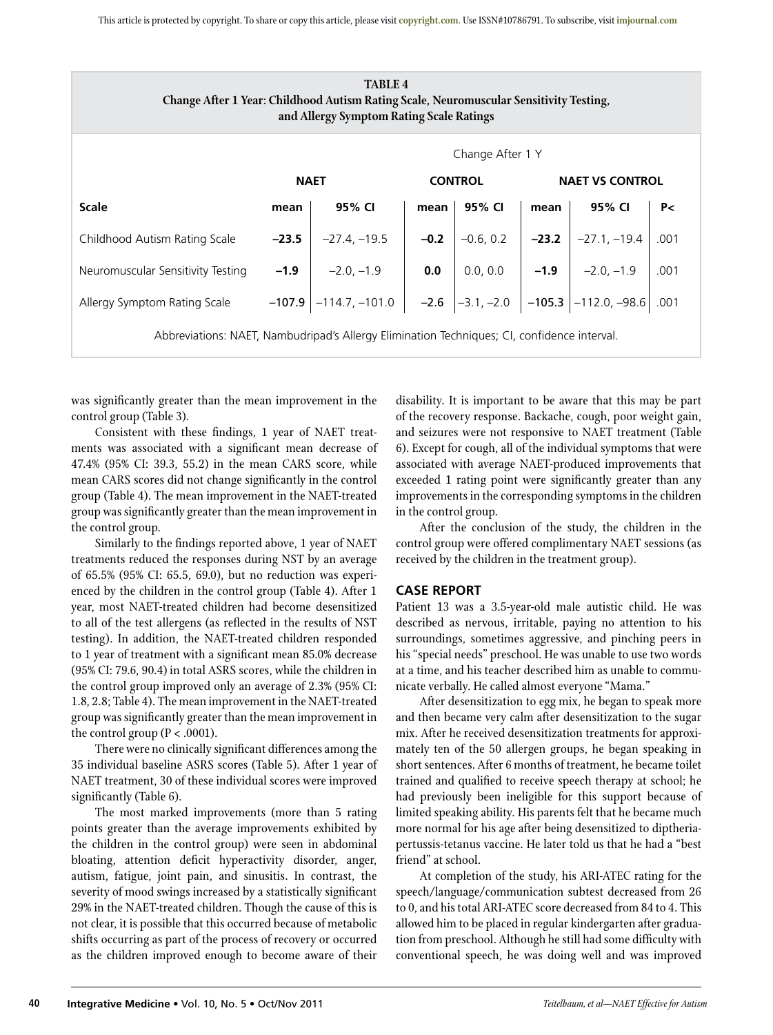**TABLE 4**
**Change After 1 Year: Childhood Autism Rating Scale, Neuromuscular Sensitivity Testing, and Allergy Symptom Rating Scale Ratings**

| | Change After 1 Y | | | | | | |
|---|---|---|---|---|---|---|---|
| | **NAET** | | **CONTROL** | | **NAET VS CONTROL** | | |
| **Scale** | **mean** | **95% CI** | **mean** | **95% CI** | **mean** | **95% CI** | **P<** |
| Childhood Autism Rating Scale | **–23.5** | –27.4, –19.5 | **–0.2** | –0.6, 0.2 | **–23.2** | –27.1, –19.4 | .001 |
| Neuromuscular Sensitivity Testing | **–1.9** | –2.0, –1.9 | **0.0** | 0.0, 0.0 | **–1.9** | –2.0, –1.9 | .001 |
| Allergy Symptom Rating Scale | **–107.9** | –114.7, –101.0 | **–2.6** | –3.1, –2.0 | **–105.3** | –112.0, –98.6 | .001 |

Abbreviations: NAET, Nambudripad's Allergy Elimination Techniques; CI, confidence interval.

was significantly greater than the mean improvement in the control group (Table 3).

Consistent with these findings, 1 year of NAET treatments was associated with a significant mean decrease of 47.4% (95% CI: 39.3, 55.2) in the mean CARS score, while mean CARS scores did not change significantly in the control group (Table 4). The mean improvement in the NAET-treated group was significantly greater than the mean improvement in the control group.

Similarly to the findings reported above, 1 year of NAET treatments reduced the responses during NST by an average of 65.5% (95% CI: 65.5, 69.0), but no reduction was experienced by the children in the control group (Table 4). After 1 year, most NAET-treated children had become desensitized to all of the test allergens (as reflected in the results of NST testing). In addition, the NAET-treated children responded to 1 year of treatment with a significant mean 85.0% decrease (95% CI: 79.6, 90.4) in total ASRS scores, while the children in the control group improved only an average of 2.3% (95% CI: 1.8, 2.8; Table 4). The mean improvement in the NAET-treated group was significantly greater than the mean improvement in the control group ($P < .0001$).

There were no clinically significant differences among the 35 individual baseline ASRS scores (Table 5). After 1 year of NAET treatment, 30 of these individual scores were improved significantly (Table 6).

The most marked improvements (more than 5 rating points greater than the average improvements exhibited by the children in the control group) were seen in abdominal bloating, attention deficit hyperactivity disorder, anger, autism, fatigue, joint pain, and sinusitis. In contrast, the severity of mood swings increased by a statistically significant 29% in the NAET-treated children. Though the cause of this is not clear, it is possible that this occurred because of metabolic shifts occurring as part of the process of recovery or occurred as the children improved enough to become aware of their disability. It is important to be aware that this may be part of the recovery response. Backache, cough, poor weight gain, and seizures were not responsive to NAET treatment (Table 6). Except for cough, all of the individual symptoms that were associated with average NAET-produced improvements that exceeded 1 rating point were significantly greater than any improvements in the corresponding symptoms in the children in the control group.

After the conclusion of the study, the children in the control group were offered complimentary NAET sessions (as received by the children in the treatment group).

## CASE REPORT

Patient 13 was a 3.5-year-old male autistic child. He was described as nervous, irritable, paying no attention to his surroundings, sometimes aggressive, and pinching peers in his "special needs" preschool. He was unable to use two words at a time, and his teacher described him as unable to communicate verbally. He called almost everyone "Mama."

After desensitization to egg mix, he began to speak more and then became very calm after desensitization to the sugar mix. After he received desensitization treatments for approximately ten of the 50 allergen groups, he began speaking in short sentences. After 6 months of treatment, he became toilet trained and qualified to receive speech therapy at school; he had previously been ineligible for this support because of limited speaking ability. His parents felt that he became much more normal for his age after being desensitized to diptheria-pertussis-tetanus vaccine. He later told us that he had a "best friend" at school.

At completion of the study, his ARI-ATEC rating for the speech/language/communication subtest decreased from 26 to 0, and his total ARI-ATEC score decreased from 84 to 4. This allowed him to be placed in regular kindergarten after graduation from preschool. Although he still had some difficulty with conventional speech, he was doing well and was improved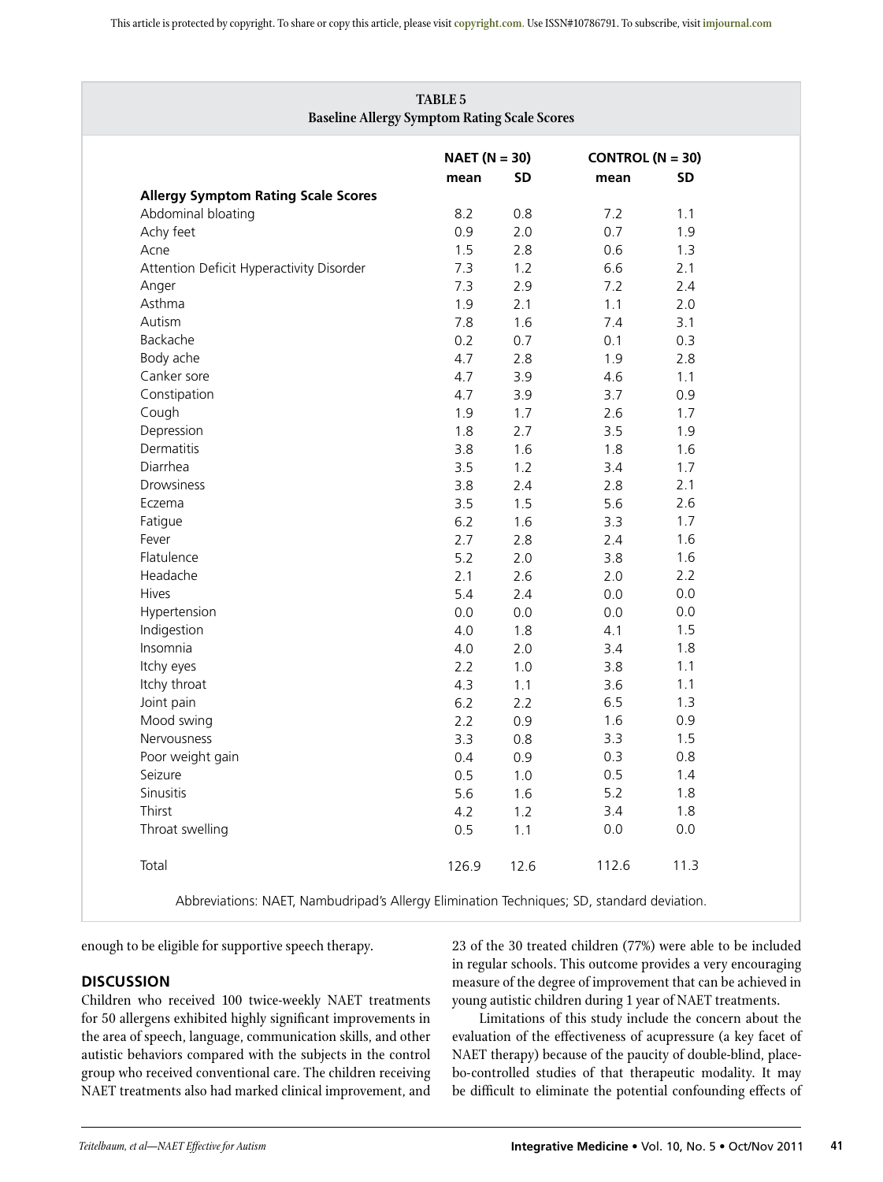**TABLE 5**
**Baseline Allergy Symptom Rating Scale Scores**

| | NAET (N = 30) | | CONTROL (N = 30) | |
|---|---|---|---|---|
| | mean | SD | mean | SD |
| **Allergy Symptom Rating Scale Scores** | | | | |
| Abdominal bloating | 8.2 | 0.8 | 7.2 | 1.1 |
| Achy feet | 0.9 | 2.0 | 0.7 | 1.9 |
| Acne | 1.5 | 2.8 | 0.6 | 1.3 |
| Attention Deficit Hyperactivity Disorder | 7.3 | 1.2 | 6.6 | 2.1 |
| Anger | 7.3 | 2.9 | 7.2 | 2.4 |
| Asthma | 1.9 | 2.1 | 1.1 | 2.0 |
| Autism | 7.8 | 1.6 | 7.4 | 3.1 |
| Backache | 0.2 | 0.7 | 0.1 | 0.3 |
| Body ache | 4.7 | 2.8 | 1.9 | 2.8 |
| Canker sore | 4.7 | 3.9 | 4.6 | 1.1 |
| Constipation | 4.7 | 3.9 | 3.7 | 0.9 |
| Cough | 1.9 | 1.7 | 2.6 | 1.7 |
| Depression | 1.8 | 2.7 | 3.5 | 1.9 |
| Dermatitis | 3.8 | 1.6 | 1.8 | 1.6 |
| Diarrhea | 3.5 | 1.2 | 3.4 | 1.7 |
| Drowsiness | 3.8 | 2.4 | 2.8 | 2.1 |
| Eczema | 3.5 | 1.5 | 5.6 | 2.6 |
| Fatigue | 6.2 | 1.6 | 3.3 | 1.7 |
| Fever | 2.7 | 2.8 | 2.4 | 1.6 |
| Flatulence | 5.2 | 2.0 | 3.8 | 1.6 |
| Headache | 2.1 | 2.6 | 2.0 | 2.2 |
| Hives | 5.4 | 2.4 | 0.0 | 0.0 |
| Hypertension | 0.0 | 0.0 | 0.0 | 0.0 |
| Indigestion | 4.0 | 1.8 | 4.1 | 1.5 |
| Insomnia | 4.0 | 2.0 | 3.4 | 1.8 |
| Itchy eyes | 2.2 | 1.0 | 3.8 | 1.1 |
| Itchy throat | 4.3 | 1.1 | 3.6 | 1.1 |
| Joint pain | 6.2 | 2.2 | 6.5 | 1.3 |
| Mood swing | 2.2 | 0.9 | 1.6 | 0.9 |
| Nervousness | 3.3 | 0.8 | 3.3 | 1.5 |
| Poor weight gain | 0.4 | 0.9 | 0.3 | 0.8 |
| Seizure | 0.5 | 1.0 | 0.5 | 1.4 |
| Sinusitis | 5.6 | 1.6 | 5.2 | 1.8 |
| Thirst | 4.2 | 1.2 | 3.4 | 1.8 |
| Throat swelling | 0.5 | 1.1 | 0.0 | 0.0 |
| Total | 126.9 | 12.6 | 112.6 | 11.3 |

Abbreviations: NAET, Nambudripad's Allergy Elimination Techniques; SD, standard deviation.

enough to be eligible for supportive speech therapy.

## DISCUSSION

Children who received 100 twice-weekly NAET treatments for 50 allergens exhibited highly significant improvements in the area of speech, language, communication skills, and other autistic behaviors compared with the subjects in the control group who received conventional care. The children receiving NAET treatments also had marked clinical improvement, and 23 of the 30 treated children (77%) were able to be included in regular schools. This outcome provides a very encouraging measure of the degree of improvement that can be achieved in young autistic children during 1 year of NAET treatments.

Limitations of this study include the concern about the evaluation of the effectiveness of acupressure (a key facet of NAET therapy) because of the paucity of double-blind, placebo-controlled studies of that therapeutic modality. It may be difficult to eliminate the potential confounding effects of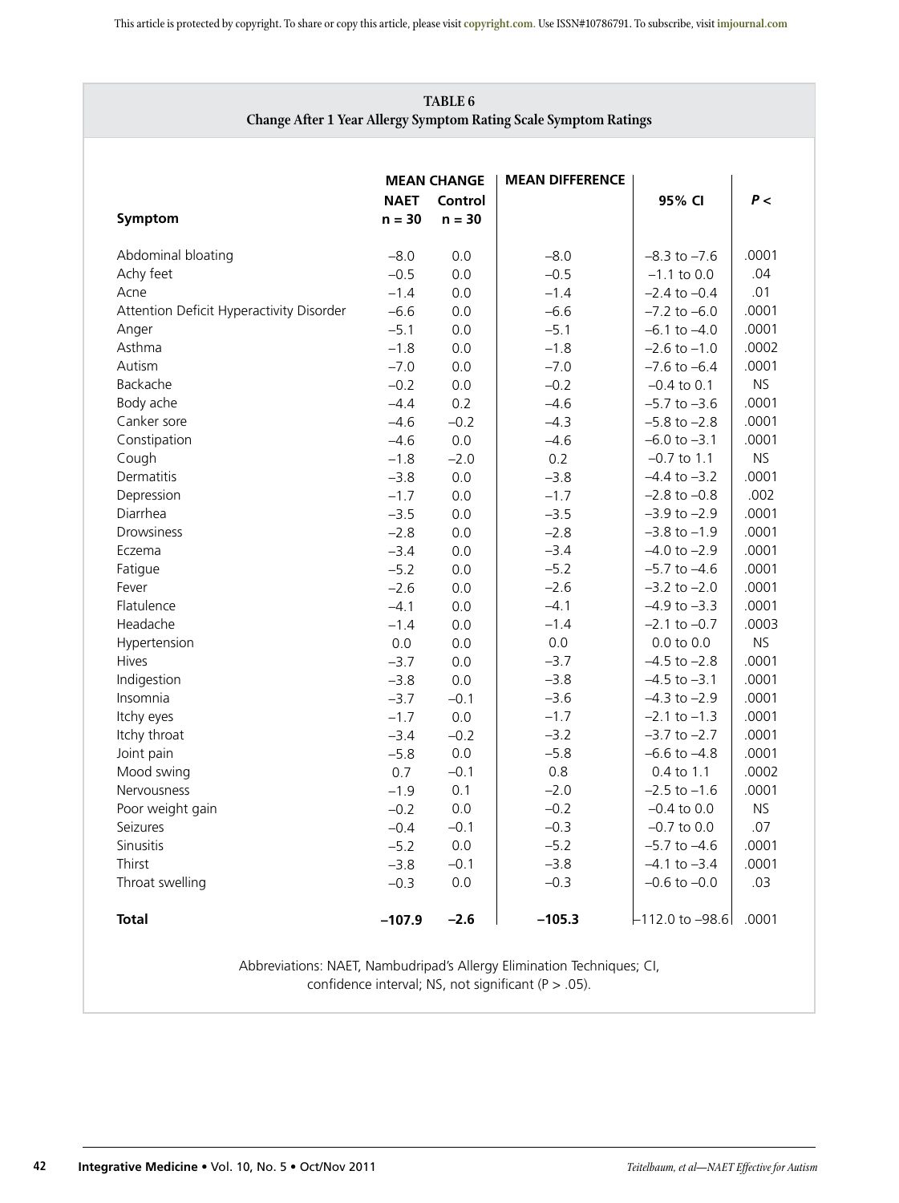**TABLE 6**
**Change After 1 Year Allergy Symptom Rating Scale Symptom Ratings**

| Symptom | MEAN CHANGE NAET n = 30 | MEAN CHANGE Control n = 30 | MEAN DIFFERENCE | 95% CI | *P* < |
|---|---|---|---|---|---|
| Abdominal bloating | –8.0 | 0.0 | –8.0 | –8.3 to –7.6 | .0001 |
| Achy feet | –0.5 | 0.0 | –0.5 | –1.1 to 0.0 | .04 |
| Acne | –1.4 | 0.0 | –1.4 | –2.4 to –0.4 | .01 |
| Attention Deficit Hyperactivity Disorder | –6.6 | 0.0 | –6.6 | –7.2 to –6.0 | .0001 |
| Anger | –5.1 | 0.0 | –5.1 | –6.1 to –4.0 | .0001 |
| Asthma | –1.8 | 0.0 | –1.8 | –2.6 to –1.0 | .0002 |
| Autism | –7.0 | 0.0 | –7.0 | –7.6 to –6.4 | .0001 |
| Backache | –0.2 | 0.0 | –0.2 | –0.4 to 0.1 | NS |
| Body ache | –4.4 | 0.2 | –4.6 | –5.7 to –3.6 | .0001 |
| Canker sore | –4.6 | –0.2 | –4.3 | –5.8 to –2.8 | .0001 |
| Constipation | –4.6 | 0.0 | –4.6 | –6.0 to –3.1 | .0001 |
| Cough | –1.8 | –2.0 | 0.2 | –0.7 to 1.1 | NS |
| Dermatitis | –3.8 | 0.0 | –3.8 | –4.4 to –3.2 | .0001 |
| Depression | –1.7 | 0.0 | –1.7 | –2.8 to –0.8 | .002 |
| Diarrhea | –3.5 | 0.0 | –3.5 | –3.9 to –2.9 | .0001 |
| Drowsiness | –2.8 | 0.0 | –2.8 | –3.8 to –1.9 | .0001 |
| Eczema | –3.4 | 0.0 | –3.4 | –4.0 to –2.9 | .0001 |
| Fatigue | –5.2 | 0.0 | –5.2 | –5.7 to –4.6 | .0001 |
| Fever | –2.6 | 0.0 | –2.6 | –3.2 to –2.0 | .0001 |
| Flatulence | –4.1 | 0.0 | –4.1 | –4.9 to –3.3 | .0001 |
| Headache | –1.4 | 0.0 | –1.4 | –2.1 to –0.7 | .0003 |
| Hypertension | 0.0 | 0.0 | 0.0 | 0.0 to 0.0 | NS |
| Hives | –3.7 | 0.0 | –3.7 | –4.5 to –2.8 | .0001 |
| Indigestion | –3.8 | 0.0 | –3.8 | –4.5 to –3.1 | .0001 |
| Insomnia | –3.7 | –0.1 | –3.6 | –4.3 to –2.9 | .0001 |
| Itchy eyes | –1.7 | 0.0 | –1.7 | –2.1 to –1.3 | .0001 |
| Itchy throat | –3.4 | –0.2 | –3.2 | –3.7 to –2.7 | .0001 |
| Joint pain | –5.8 | 0.0 | –5.8 | –6.6 to –4.8 | .0001 |
| Mood swing | 0.7 | –0.1 | 0.8 | 0.4 to 1.1 | .0002 |
| Nervousness | –1.9 | 0.1 | –2.0 | –2.5 to –1.6 | .0001 |
| Poor weight gain | –0.2 | 0.0 | –0.2 | –0.4 to 0.0 | NS |
| Seizures | –0.4 | –0.1 | –0.3 | –0.7 to 0.0 | .07 |
| Sinusitis | –5.2 | 0.0 | –5.2 | –5.7 to –4.6 | .0001 |
| Thirst | –3.8 | –0.1 | –3.8 | –4.1 to –3.4 | .0001 |
| Throat swelling | –0.3 | 0.0 | –0.3 | –0.6 to –0.0 | .03 |
| **Total** | **–107.9** | **–2.6** | **–105.3** | –112.0 to –98.6 | .0001 |

Abbreviations: NAET, Nambudripad's Allergy Elimination Techniques; CI, confidence interval; NS, not significant ($P > .05$).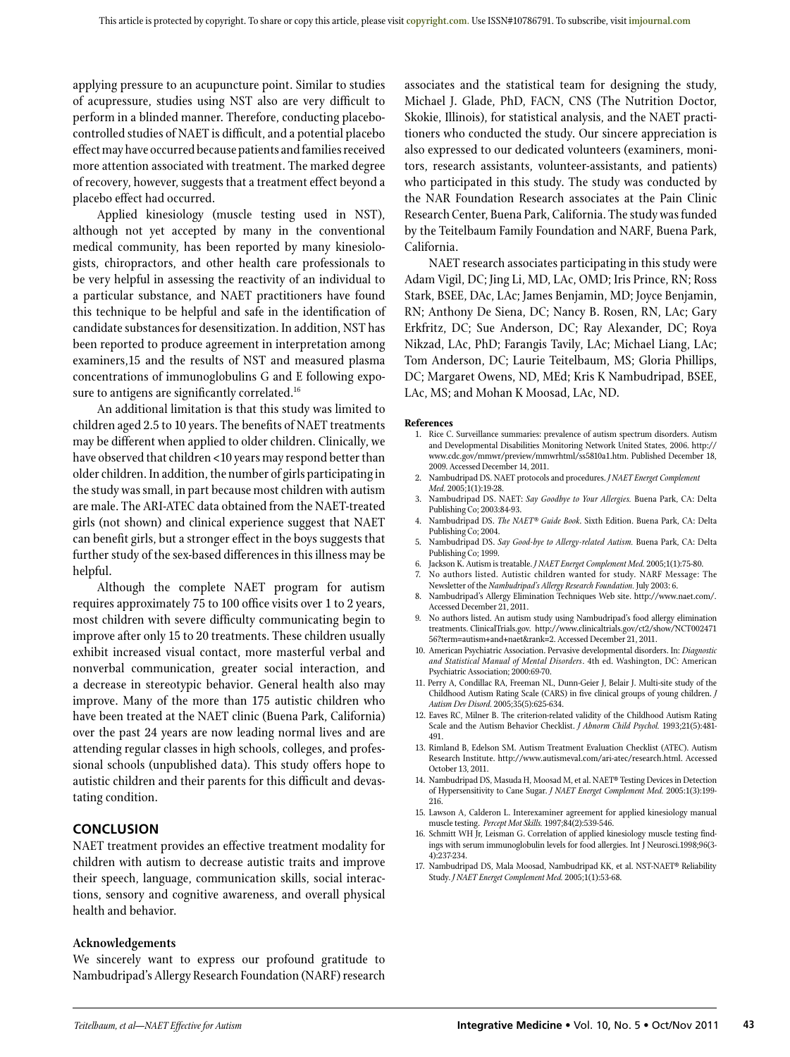applying pressure to an acupuncture point. Similar to studies of acupressure, studies using NST also are very difficult to perform in a blinded manner. Therefore, conducting placebo-controlled studies of NAET is difficult, and a potential placebo effect may have occurred because patients and families received more attention associated with treatment. The marked degree of recovery, however, suggests that a treatment effect beyond a placebo effect had occurred.

Applied kinesiology (muscle testing used in NST), although not yet accepted by many in the conventional medical community, has been reported by many kinesiologists, chiropractors, and other health care professionals to be very helpful in assessing the reactivity of an individual to a particular substance, and NAET practitioners have found this technique to be helpful and safe in the identification of candidate substances for desensitization. In addition, NST has been reported to produce agreement in interpretation among examiners,15 and the results of NST and measured plasma concentrations of immunoglobulins G and E following exposure to antigens are significantly correlated.[16]

An additional limitation is that this study was limited to children aged 2.5 to 10 years. The benefits of NAET treatments may be different when applied to older children. Clinically, we have observed that children <10 years may respond better than older children. In addition, the number of girls participating in the study was small, in part because most children with autism are male. The ARI-ATEC data obtained from the NAET-treated girls (not shown) and clinical experience suggest that NAET can benefit girls, but a stronger effect in the boys suggests that further study of the sex-based differences in this illness may be helpful.

Although the complete NAET program for autism requires approximately 75 to 100 office visits over 1 to 2 years, most children with severe difficulty communicating begin to improve after only 15 to 20 treatments. These children usually exhibit increased visual contact, more masterful verbal and nonverbal communication, greater social interaction, and a decrease in stereotypic behavior. General health also may improve. Many of the more than 175 autistic children who have been treated at the NAET clinic (Buena Park, California) over the past 24 years are now leading normal lives and are attending regular classes in high schools, colleges, and professional schools (unpublished data). This study offers hope to autistic children and their parents for this difficult and devastating condition.

## CONCLUSION

NAET treatment provides an effective treatment modality for children with autism to decrease autistic traits and improve their speech, language, communication skills, social interactions, sensory and cognitive awareness, and overall physical health and behavior.

### Acknowledgements

We sincerely want to express our profound gratitude to Nambudripad's Allergy Research Foundation (NARF) research associates and the statistical team for designing the study, Michael J. Glade, PhD, FACN, CNS (The Nutrition Doctor, Skokie, Illinois), for statistical analysis, and the NAET practitioners who conducted the study. Our sincere appreciation is also expressed to our dedicated volunteers (examiners, monitors, research assistants, volunteer-assistants, and patients) who participated in this study. The study was conducted by the NAR Foundation Research associates at the Pain Clinic Research Center, Buena Park, California. The study was funded by the Teitelbaum Family Foundation and NARF, Buena Park, California.

NAET research associates participating in this study were Adam Vigil, DC; Jing Li, MD, LAc, OMD; Iris Prince, RN; Ross Stark, BSEE, DAc, LAc; James Benjamin, MD; Joyce Benjamin, RN; Anthony De Siena, DC; Nancy B. Rosen, RN, LAc; Gary Erkfritz, DC; Sue Anderson, DC; Ray Alexander, DC; Roya Nikzad, LAc, PhD; Farangis Tavily, LAc; Michael Liang, LAc; Tom Anderson, DC; Laurie Teitelbaum, MS; Gloria Phillips, DC; Margaret Owens, ND, MEd; Kris K Nambudripad, BSEE, LAc, MS; and Mohan K Moosad, LAc, ND.

### References

1. Rice C. Surveillance summaries: prevalence of autism spectrum disorders. Autism and Developmental Disabilities Monitoring Network United States, 2006. http://www.cdc.gov/mmwr/preview/mmwrhtml/ss5810a1.htm. Published December 18, 2009. Accessed December 14, 2011.
2. Nambudripad DS. NAET protocols and procedures. *J NAET Energet Complement Med.* 2005;1(1):19-28.
3. Nambudripad DS. NAET: *Say Goodbye to Your Allergies.* Buena Park, CA: Delta Publishing Co; 2003:84-93.
4. Nambudripad DS. *The NAET® Guide Book*. Sixth Edition. Buena Park, CA: Delta Publishing Co; 2004.
5. Nambudripad DS. *Say Good-bye to Allergy-related Autism.* Buena Park, CA: Delta Publishing Co; 1999.
6. Jackson K. Autism is treatable. *J NAET Energet Complement Med.* 2005;1(1):75-80.
7. No authors listed. Autistic children wanted for study. NARF Message: The Newsletter of the *Nambudripad's Allergy Research Foundation.* July 2003: 6.
8. Nambudripad's Allergy Elimination Techniques Web site. http://www.naet.com/. Accessed December 21, 2011.
9. No authors listed. An autism study using Nambudripad's food allergy elimination treatments. ClinicalTrials.gov. http://www.clinicaltrials.gov/ct2/show/NCT00247156?term=autism+and+naet&rank=2. Accessed December 21, 2011.
10. American Psychiatric Association. Pervasive developmental disorders. In: *Diagnostic and Statistical Manual of Mental Disorders*. 4th ed. Washington, DC: American Psychiatric Association; 2000:69-70.
11. Perry A, Condillac RA, Freeman NL, Dunn-Geier J, Belair J. Multi-site study of the Childhood Autism Rating Scale (CARS) in five clinical groups of young children. *J Autism Dev Disord.* 2005;35(5):625-634.
12. Eaves RC, Milner B. The criterion-related validity of the Childhood Autism Rating Scale and the Autism Behavior Checklist. *J Abnorm Child Psychol.* 1993;21(5):481-491.
13. Rimland B, Edelson SM. Autism Treatment Evaluation Checklist (ATEC). Autism Research Institute. http://www.autismeval.com/ari-atec/research.html. Accessed October 13, 2011.
14. Nambudripad DS, Masuda H, Moosad M, et al. NAET® Testing Devices in Detection of Hypersensitivity to Cane Sugar. *J NAET Energet Complement Med.* 2005:1(3):199-216.
15. Lawson A, Calderon L. Interexaminer agreement for applied kinesiology manual muscle testing. *Percept Mot Skills.* 1997;84(2):539-546.
16. Schmitt WH Jr, Leisman G. Correlation of applied kinesiology muscle testing findings with serum immunoglobulin levels for food allergies. Int J Neurosci.1998;96(3-4):237-234.
17. Nambudripad DS, Mala Moosad, Nambudripad KK, et al. NST-NAET® Reliability Study. *J NAET Energet Complement Med.* 2005;1(1):53-68.